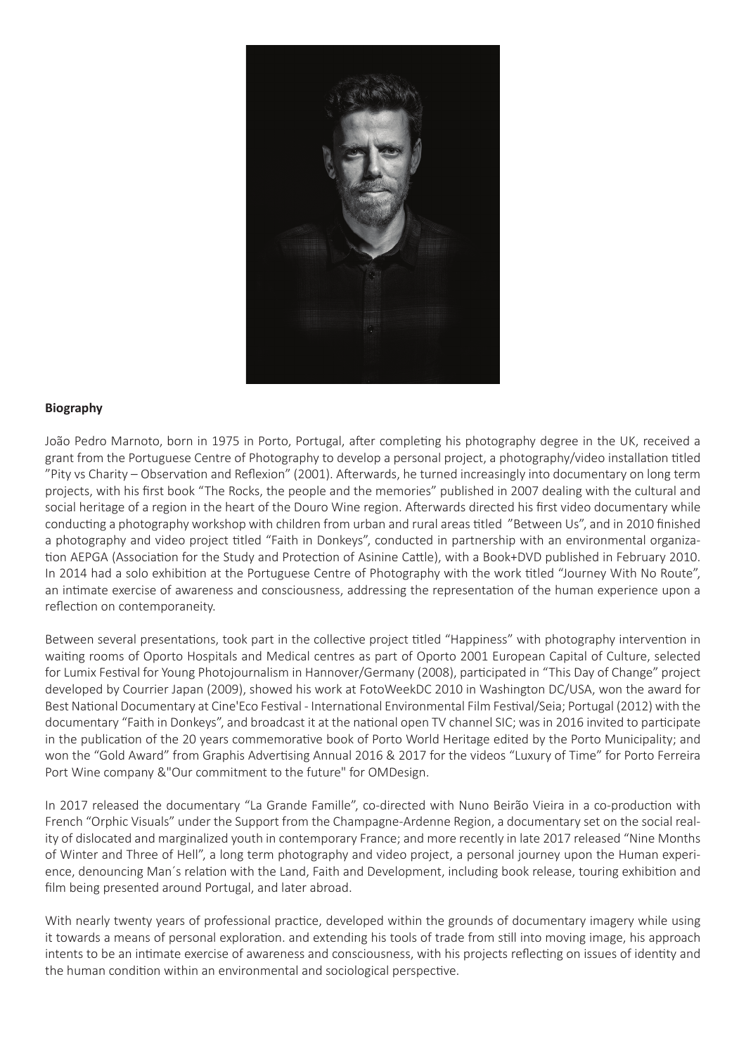**Biography**

João Pedro Marnoto, born in 1975 in Porto, Portugal, after completing his photography degree in the UK, received a grant from the Portuguese Centre of Photography to develop a personal project, a photography/video installation titled ”Pity vs Charity – Observation and Reflexion” (2001). Afterwards, he turned increasingly into documentary on long term projects, with his first book “The Rocks, the people and the memories” published in 2007 dealing with the cultural and social heritage of a region in the heart of the Douro Wine region. Afterwards directed his first video documentary while conducting a photography workshop with children from urban and rural areas titled ”Between Us”, and in 2010 finished a photography and video project titled “Faith in Donkeys”, conducted in partnership with an environmental organization AEPGA (Association for the Study and Protection of Asinine Cattle), with a Book+DVD published in February 2010. In 2014 had a solo exhibition at the Portuguese Centre of Photography with the work titled “Journey With No Route”, an intimate exercise of awareness and consciousness, addressing the representation of the human experience upon a reflection on contemporaneity.

Between several presentations, took part in the collective project titled “Happiness” with photography intervention in waiting rooms of Oporto Hospitals and Medical centres as part of Oporto 2001 European Capital of Culture, selected for Lumix Festival for Young Photojournalism in Hannover/Germany (2008), participated in “This Day of Change” project developed by Courrier Japan (2009), showed his work at FotoWeekDC 2010 in Washington DC/USA, won the award for Best National Documentary at Cine'Eco Festival - International Environmental Film Festival/Seia; Portugal (2012) with the documentary “Faith in Donkeys”, and broadcast it at the national open TV channel SIC; was in 2016 invited to participate in the publication of the 20 years commemorative book of Porto World Heritage edited by the Porto Municipality; and won the “Gold Award” from Graphis Advertising Annual 2016 & 2017 for the videos “Luxury of Time” for Porto Ferreira Port Wine company &"Our commitment to the future" for OMDesign.

In 2017 released the documentary “La Grande Famille”, co-directed with Nuno Beirão Vieira in a co-production with French “Orphic Visuals” under the Support from the Champagne-Ardenne Region, a documentary set on the social reality of dislocated and marginalized youth in contemporary France; and more recently in late 2017 released “Nine Months of Winter and Three of Hell”, a long term photography and video project, a personal journey upon the Human experience, denouncing Man´s relation with the Land, Faith and Development, including book release, touring exhibition and film being presented around Portugal, and later abroad.

With nearly twenty years of professional practice, developed within the grounds of documentary imagery while using it towards a means of personal exploration. and extending his tools of trade from still into moving image, his approach intents to be an intimate exercise of awareness and consciousness, with his projects reflecting on issues of identity and the human condition within an environmental and sociological perspective.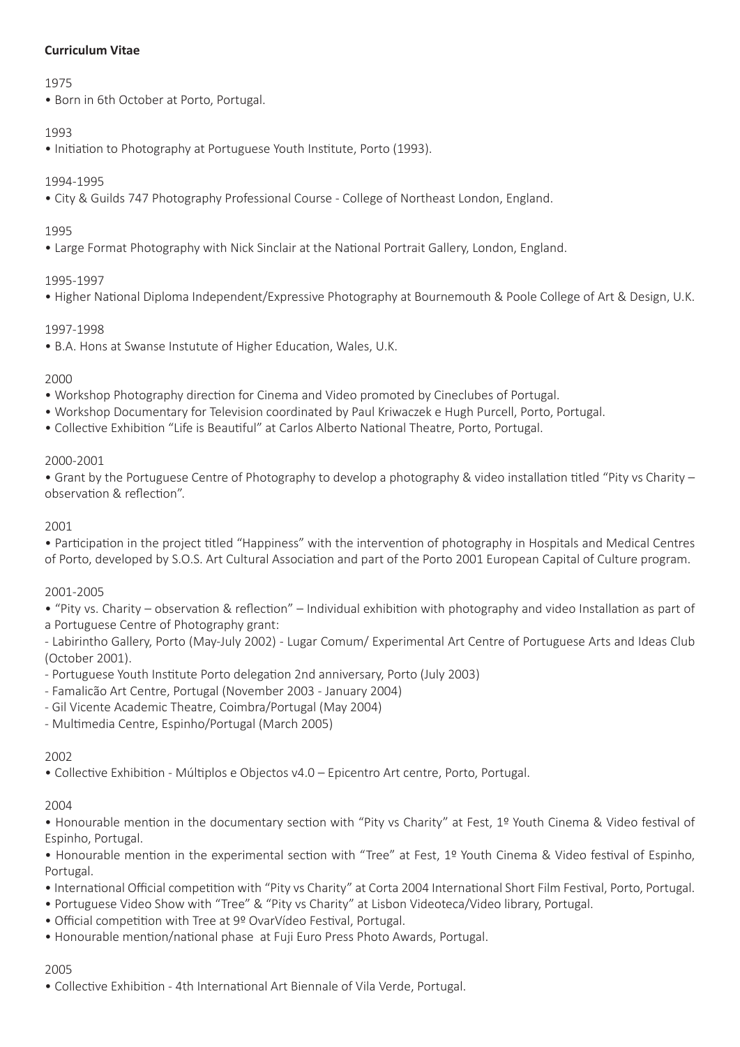**Curriculum Vitae**

1975

- Born in 6th October at Porto, Portugal.

1993

- Initiation to Photography at Portuguese Youth Institute, Porto (1993).

1994-1995

- City & Guilds 747 Photography Professional Course - College of Northeast London, England.

1995

- Large Format Photography with Nick Sinclair at the National Portrait Gallery, London, England.

1995-1997

- Higher National Diploma Independent/Expressive Photography at Bournemouth & Poole College of Art & Design, U.K.

1997-1998

- B.A. Hons at Swanse Instutute of Higher Education, Wales, U.K.

2000

- Workshop Photography direction for Cinema and Video promoted by Cineclubes of Portugal.
- Workshop Documentary for Television coordinated by Paul Kriwaczek e Hugh Purcell, Porto, Portugal.
- Collective Exhibition "Life is Beautiful" at Carlos Alberto National Theatre, Porto, Portugal.

2000-2001

- Grant by the Portuguese Centre of Photography to develop a photography & video installation titled "Pity vs Charity – observation & reflection".

2001

- Participation in the project titled "Happiness" with the intervention of photography in Hospitals and Medical Centres of Porto, developed by S.O.S. Art Cultural Association and part of the Porto 2001 European Capital of Culture program.

2001-2005

- "Pity vs. Charity – observation & reflection" – Individual exhibition with photography and video Installation as part of a Portuguese Centre of Photography grant:

- Labirintho Gallery, Porto (May-July 2002) - Lugar Comum/ Experimental Art Centre of Portuguese Arts and Ideas Club (October 2001).
- Portuguese Youth Institute Porto delegation 2nd anniversary, Porto (July 2003)
- Famalicão Art Centre, Portugal (November 2003 - January 2004)
- Gil Vicente Academic Theatre, Coimbra/Portugal (May 2004)
- Multimedia Centre, Espinho/Portugal (March 2005)

2002

- Collective Exhibition - Múltiplos e Objectos v4.0 – Epicentro Art centre, Porto, Portugal.

2004

- Honourable mention in the documentary section with "Pity vs Charity" at Fest, 1º Youth Cinema & Video festival of Espinho, Portugal.
- Honourable mention in the experimental section with "Tree" at Fest, 1º Youth Cinema & Video festival of Espinho, Portugal.
- International Official competition with "Pity vs Charity" at Corta 2004 International Short Film Festival, Porto, Portugal.
- Portuguese Video Show with "Tree" & "Pity vs Charity" at Lisbon Videoteca/Video library, Portugal.
- Official competition with Tree at 9º OvarVídeo Festival, Portugal.
- Honourable mention/national phase at Fuji Euro Press Photo Awards, Portugal.

2005

- Collective Exhibition - 4th International Art Biennale of Vila Verde, Portugal.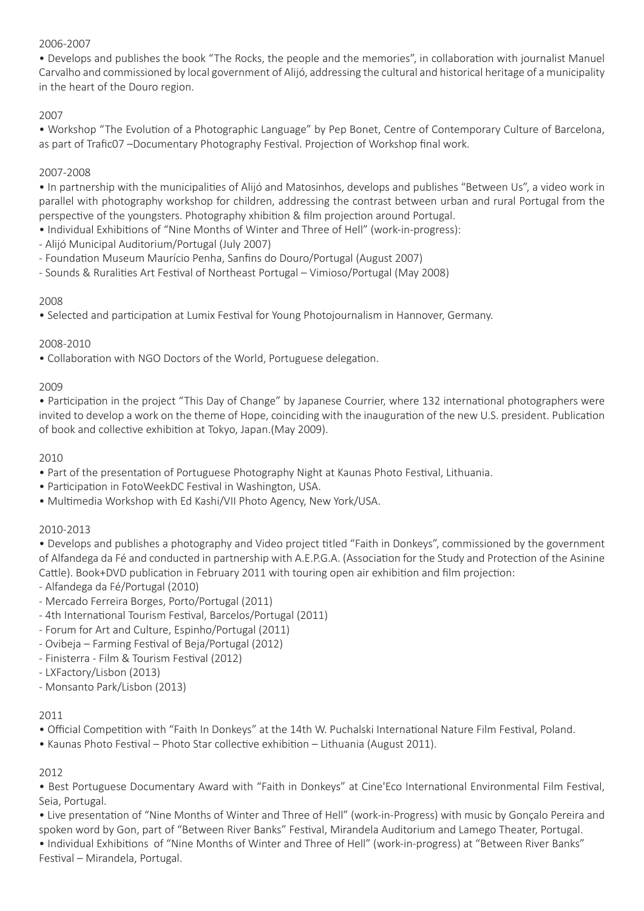2006-2007

- Develops and publishes the book "The Rocks, the people and the memories", in collaboration with journalist Manuel Carvalho and commissioned by local government of Alijó, addressing the cultural and historical heritage of a municipality in the heart of the Douro region.

2007

- Workshop "The Evolution of a Photographic Language" by Pep Bonet, Centre of Contemporary Culture of Barcelona, as part of Trafic07 –Documentary Photography Festival. Projection of Workshop final work.

2007-2008

- In partnership with the municipalities of Alijó and Matosinhos, develops and publishes "Between Us", a video work in parallel with photography workshop for children, addressing the contrast between urban and rural Portugal from the perspective of the youngsters. Photography xhibition & film projection around Portugal.
- Individual Exhibitions of "Nine Months of Winter and Three of Hell" (work-in-progress):
- Alijó Municipal Auditorium/Portugal (July 2007)
- Foundation Museum Maurício Penha, Sanfins do Douro/Portugal (August 2007)
- Sounds & Ruralities Art Festival of Northeast Portugal – Vimioso/Portugal (May 2008)

2008

- Selected and participation at Lumix Festival for Young Photojournalism in Hannover, Germany.

2008-2010

- Collaboration with NGO Doctors of the World, Portuguese delegation.

2009

- Participation in the project "This Day of Change" by Japanese Courrier, where 132 international photographers were invited to develop a work on the theme of Hope, coinciding with the inauguration of the new U.S. president. Publication of book and collective exhibition at Tokyo, Japan.(May 2009).

2010

- Part of the presentation of Portuguese Photography Night at Kaunas Photo Festival, Lithuania.
- Participation in FotoWeekDC Festival in Washington, USA.
- Multimedia Workshop with Ed Kashi/VII Photo Agency, New York/USA.

2010-2013

- Develops and publishes a photography and Video project titled "Faith in Donkeys", commissioned by the government of Alfandega da Fé and conducted in partnership with A.E.P.G.A. (Association for the Study and Protection of the Asinine Cattle). Book+DVD publication in February 2011 with touring open air exhibition and film projection:
- Alfandega da Fé/Portugal (2010)
- Mercado Ferreira Borges, Porto/Portugal (2011)
- 4th International Tourism Festival, Barcelos/Portugal (2011)
- Forum for Art and Culture, Espinho/Portugal (2011)
- Ovibeja – Farming Festival of Beja/Portugal (2012)
- Finisterra - Film & Tourism Festival (2012)
- LXFactory/Lisbon (2013)
- Monsanto Park/Lisbon (2013)

2011

- Official Competition with "Faith In Donkeys" at the 14th W. Puchalski International Nature Film Festival, Poland.
- Kaunas Photo Festival – Photo Star collective exhibition – Lithuania (August 2011).

2012

- Best Portuguese Documentary Award with "Faith in Donkeys" at Cine'Eco International Environmental Film Festival, Seia, Portugal.
- Live presentation of "Nine Months of Winter and Three of Hell" (work-in-Progress) with music by Gonçalo Pereira and spoken word by Gon, part of "Between River Banks" Festival, Mirandela Auditorium and Lamego Theater, Portugal.
- Individual Exhibitions of "Nine Months of Winter and Three of Hell" (work-in-progress) at "Between River Banks" Festival – Mirandela, Portugal.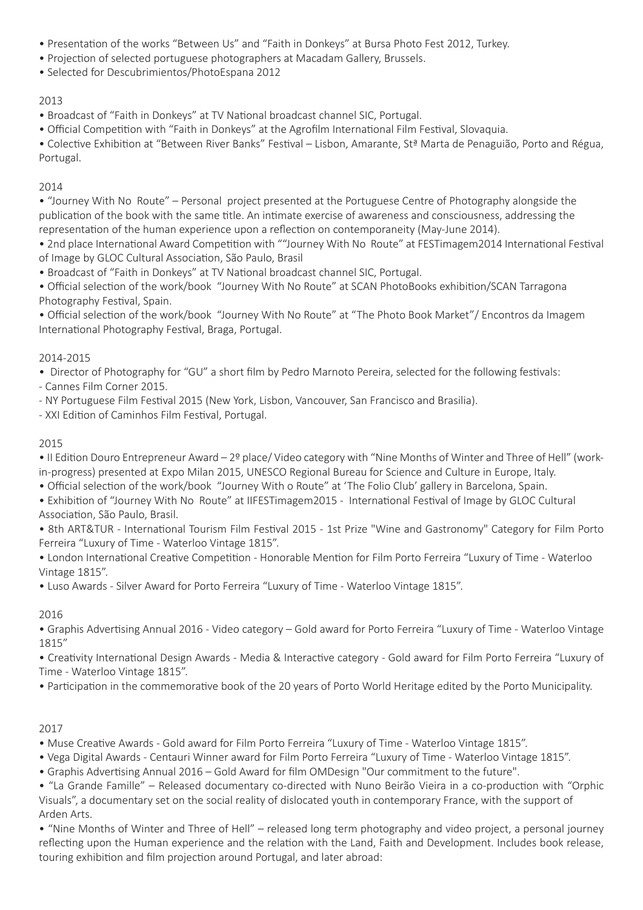- Presentation of the works “Between Us” and “Faith in Donkeys” at Bursa Photo Fest 2012, Turkey.
- Projection of selected portuguese photographers at Macadam Gallery, Brussels.
- Selected for Descubrimientos/PhotoEspana 2012

2013

- Broadcast of “Faith in Donkeys” at TV National broadcast channel SIC, Portugal.
- Official Competition with “Faith in Donkeys” at the Agrofilm International Film Festival, Slovaquia.
- Colective Exhibition at “Between River Banks” Festival – Lisbon, Amarante, Stª Marta de Penaguião, Porto and Régua, Portugal.

2014

- “Journey With No Route” – Personal project presented at the Portuguese Centre of Photography alongside the publication of the book with the same title. An intimate exercise of awareness and consciousness, addressing the representation of the human experience upon a reflection on contemporaneity (May-June 2014).
- 2nd place International Award Competition with ““Journey With No Route” at FESTimagem2014 International Festival of Image by GLOC Cultural Association, São Paulo, Brasil
- Broadcast of “Faith in Donkeys” at TV National broadcast channel SIC, Portugal.
- Official selection of the work/book “Journey With No Route” at SCAN PhotoBooks exhibition/SCAN Tarragona Photography Festival, Spain.
- Official selection of the work/book “Journey With No Route” at “The Photo Book Market”/ Encontros da Imagem International Photography Festival, Braga, Portugal.

2014-2015

- Director of Photography for “GU” a short film by Pedro Marnoto Pereira, selected for the following festivals:
- Cannes Film Corner 2015.
- NY Portuguese Film Festival 2015 (New York, Lisbon, Vancouver, San Francisco and Brasilia).
- XXI Edition of Caminhos Film Festival, Portugal.

2015

- II Edition Douro Entrepreneur Award – 2º place/ Video category with “Nine Months of Winter and Three of Hell” (work-in-progress) presented at Expo Milan 2015, UNESCO Regional Bureau for Science and Culture in Europe, Italy.
- Official selection of the work/book “Journey With o Route” at ‘The Folio Club’ gallery in Barcelona, Spain.
- Exhibition of “Journey With No Route” at IIFESTimagem2015 - International Festival of Image by GLOC Cultural Association, São Paulo, Brasil.
- 8th ART&TUR - International Tourism Film Festival 2015 - 1st Prize "Wine and Gastronomy" Category for Film Porto Ferreira “Luxury of Time - Waterloo Vintage 1815”.
- London International Creative Competition - Honorable Mention for Film Porto Ferreira “Luxury of Time - Waterloo Vintage 1815”.
- Luso Awards - Silver Award for Porto Ferreira “Luxury of Time - Waterloo Vintage 1815”.

2016

- Graphis Advertising Annual 2016 - Video category – Gold award for Porto Ferreira “Luxury of Time - Waterloo Vintage 1815”
- Creativity International Design Awards - Media & Interactive category - Gold award for Film Porto Ferreira “Luxury of Time - Waterloo Vintage 1815”.
- Participation in the commemorative book of the 20 years of Porto World Heritage edited by the Porto Municipality.

2017

- Muse Creative Awards - Gold award for Film Porto Ferreira “Luxury of Time - Waterloo Vintage 1815”.
- Vega Digital Awards - Centauri Winner award for Film Porto Ferreira “Luxury of Time - Waterloo Vintage 1815”.
- Graphis Advertising Annual 2016 – Gold Award for film OMDesign "Our commitment to the future".
- “La Grande Famille” – Released documentary co-directed with Nuno Beirão Vieira in a co-production with “Orphic Visuals”, a documentary set on the social reality of dislocated youth in contemporary France, with the support of Arden Arts.
- “Nine Months of Winter and Three of Hell” – released long term photography and video project, a personal journey reflecting upon the Human experience and the relation with the Land, Faith and Development. Includes book release, touring exhibition and film projection around Portugal, and later abroad: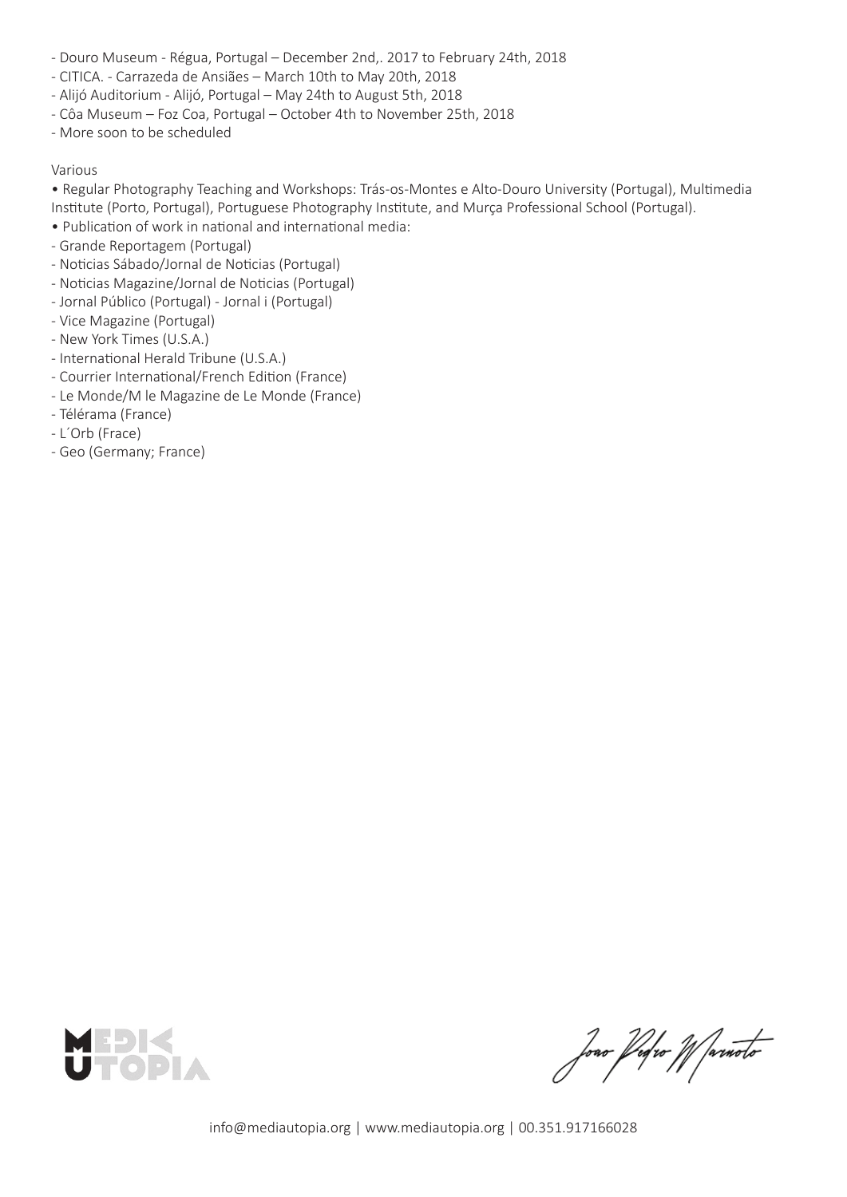- Douro Museum - Régua, Portugal – December 2nd,. 2017 to February 24th, 2018
- CITICA. - Carrazeda de Ansiães – March 10th to May 20th, 2018
- Alijó Auditorium - Alijó, Portugal – May 24th to August 5th, 2018
- Côa Museum – Foz Coa, Portugal – October 4th to November 25th, 2018
- More soon to be scheduled

Various

• Regular Photography Teaching and Workshops: Trás-os-Montes e Alto-Douro University (Portugal), Multimedia Institute (Porto, Portugal), Portuguese Photography Institute, and Murça Professional School (Portugal).

• Publication of work in national and international media:

- Grande Reportagem (Portugal)
- Noticias Sábado/Jornal de Noticias (Portugal)
- Noticias Magazine/Jornal de Noticias (Portugal)
- Jornal Público (Portugal) - Jornal i (Portugal)
- Vice Magazine (Portugal)
- New York Times (U.S.A.)
- International Herald Tribune (U.S.A.)
- Courrier International/French Edition (France)
- Le Monde/M le Magazine de Le Monde (France)
- Télérama (France)
- L´Orb (Frace)
- Geo (Germany; France)

MEDIA UTOPIA

Joao Pedro Marnoto

info@mediautopia.org | www.mediautopia.org | 00.351.917166028